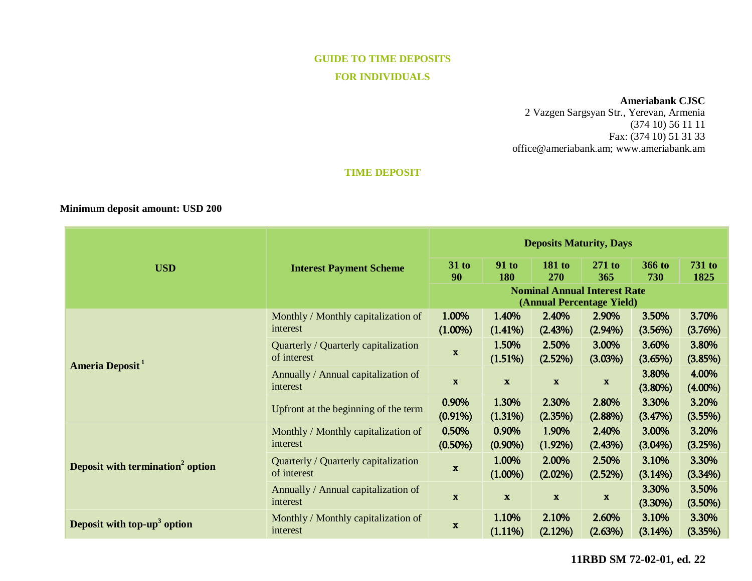# GUIDE TO TIME DEPOSITS

# FOR INDIVIDUALS

**Ameriabank CJSC**
2 Vazgen Sargsyan Str., Yerevan, Armenia
(374 10) 56 11 11
Fax: (374 10) 51 31 33
office@ameriabank.am; www.ameriabank.am

## TIME DEPOSIT

**Minimum deposit amount: USD 200**

| USD | Interest Payment Scheme | Deposits Maturity, Days | | | | | |
|---|---|---|---|---|---|---|---|
| | | 31 to 90 | 91 to 180 | 181 to 270 | 271 to 365 | 366 to 730 | 731 to 1825 |
| | | Nominal Annual Interest Rate (Annual Percentage Yield) | | | | | |
| **Ameria Deposit**[1] | Monthly / Monthly capitalization of interest | 1.00% (1.00%) | 1.40% (1.41%) | 2.40% (2.43%) | 2.90% (2.94%) | 3.50% (3.56%) | 3.70% (3.76%) |
| | Quarterly / Quarterly capitalization of interest | x | 1.50% (1.51%) | 2.50% (2.52%) | 3.00% (3.03%) | 3.60% (3.65%) | 3.80% (3.85%) |
| | Annually / Annual capitalization of interest | x | x | x | x | 3.80% (3.80%) | 4.00% (4.00%) |
| | Upfront at the beginning of the term | 0.90% (0.91%) | 1.30% (1.31%) | 2.30% (2.35%) | 2.80% (2.88%) | 3.30% (3.47%) | 3.20% (3.55%) |
| **Deposit with termination**[2] **option** | Monthly / Monthly capitalization of interest | 0.50% (0.50%) | 0.90% (0.90%) | 1.90% (1.92%) | 2.40% (2.43%) | 3.00% (3.04%) | 3.20% (3.25%) |
| | Quarterly / Quarterly capitalization of interest | x | 1.00% (1.00%) | 2.00% (2.02%) | 2.50% (2.52%) | 3.10% (3.14%) | 3.30% (3.34%) |
| | Annually / Annual capitalization of interest | x | x | x | x | 3.30% (3.30%) | 3.50% (3.50%) |
| **Deposit with top-up**[3] **option** | Monthly / Monthly capitalization of interest | x | 1.10% (1.11%) | 2.10% (2.12%) | 2.60% (2.63%) | 3.10% (3.14%) | 3.30% (3.35%) |

11RBD SM 72-02-01, ed. 22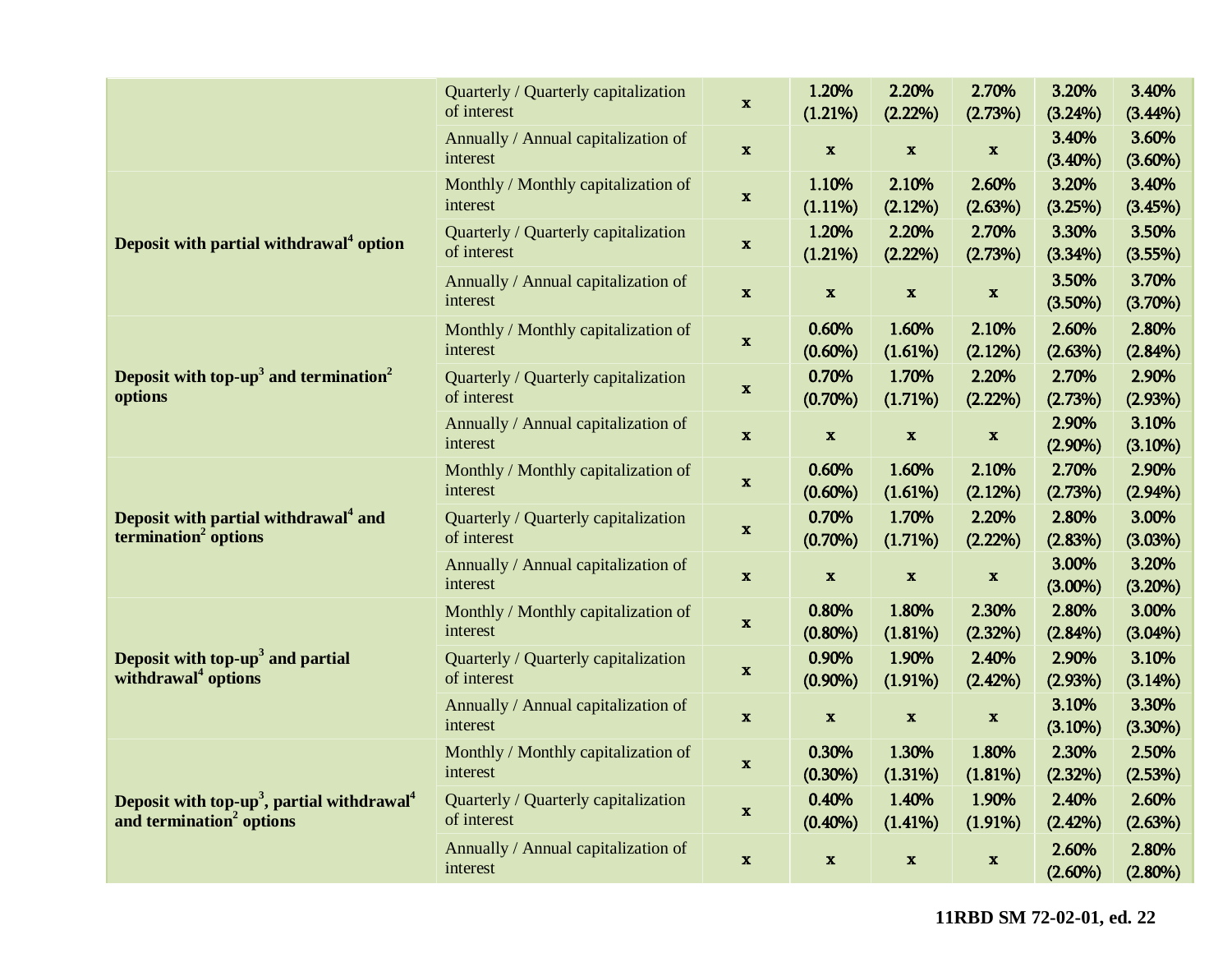| | | | | | | | |
|---|---|---|---|---|---|---|---|
| | Quarterly / Quarterly capitalization of interest | x | 1.20% (1.21%) | 2.20% (2.22%) | 2.70% (2.73%) | 3.20% (3.24%) | 3.40% (3.44%) |
| | Annually / Annual capitalization of interest | x | x | x | x | 3.40% (3.40%) | 3.60% (3.60%) |
| **Deposit with partial withdrawal[4] option** | Monthly / Monthly capitalization of interest | x | 1.10% (1.11%) | 2.10% (2.12%) | 2.60% (2.63%) | 3.20% (3.25%) | 3.40% (3.45%) |
| | Quarterly / Quarterly capitalization of interest | x | 1.20% (1.21%) | 2.20% (2.22%) | 2.70% (2.73%) | 3.30% (3.34%) | 3.50% (3.55%) |
| | Annually / Annual capitalization of interest | x | x | x | x | 3.50% (3.50%) | 3.70% (3.70%) |
| **Deposit with top-up[3] and termination[2] options** | Monthly / Monthly capitalization of interest | x | 0.60% (0.60%) | 1.60% (1.61%) | 2.10% (2.12%) | 2.60% (2.63%) | 2.80% (2.84%) |
| | Quarterly / Quarterly capitalization of interest | x | 0.70% (0.70%) | 1.70% (1.71%) | 2.20% (2.22%) | 2.70% (2.73%) | 2.90% (2.93%) |
| | Annually / Annual capitalization of interest | x | x | x | x | 2.90% (2.90%) | 3.10% (3.10%) |
| **Deposit with partial withdrawal[4] and termination[2] options** | Monthly / Monthly capitalization of interest | x | 0.60% (0.60%) | 1.60% (1.61%) | 2.10% (2.12%) | 2.70% (2.73%) | 2.90% (2.94%) |
| | Quarterly / Quarterly capitalization of interest | x | 0.70% (0.70%) | 1.70% (1.71%) | 2.20% (2.22%) | 2.80% (2.83%) | 3.00% (3.03%) |
| | Annually / Annual capitalization of interest | x | x | x | x | 3.00% (3.00%) | 3.20% (3.20%) |
| **Deposit with top-up[3] and partial withdrawal[4] options** | Monthly / Monthly capitalization of interest | x | 0.80% (0.80%) | 1.80% (1.81%) | 2.30% (2.32%) | 2.80% (2.84%) | 3.00% (3.04%) |
| | Quarterly / Quarterly capitalization of interest | x | 0.90% (0.90%) | 1.90% (1.91%) | 2.40% (2.42%) | 2.90% (2.93%) | 3.10% (3.14%) |
| | Annually / Annual capitalization of interest | x | x | x | x | 3.10% (3.10%) | 3.30% (3.30%) |
| **Deposit with top-up[3], partial withdrawal[4] and termination[2] options** | Monthly / Monthly capitalization of interest | x | 0.30% (0.30%) | 1.30% (1.31%) | 1.80% (1.81%) | 2.30% (2.32%) | 2.50% (2.53%) |
| | Quarterly / Quarterly capitalization of interest | x | 0.40% (0.40%) | 1.40% (1.41%) | 1.90% (1.91%) | 2.40% (2.42%) | 2.60% (2.63%) |
| | Annually / Annual capitalization of interest | x | x | x | x | 2.60% (2.60%) | 2.80% (2.80%) |

**11RBD SM 72-02-01, ed. 22**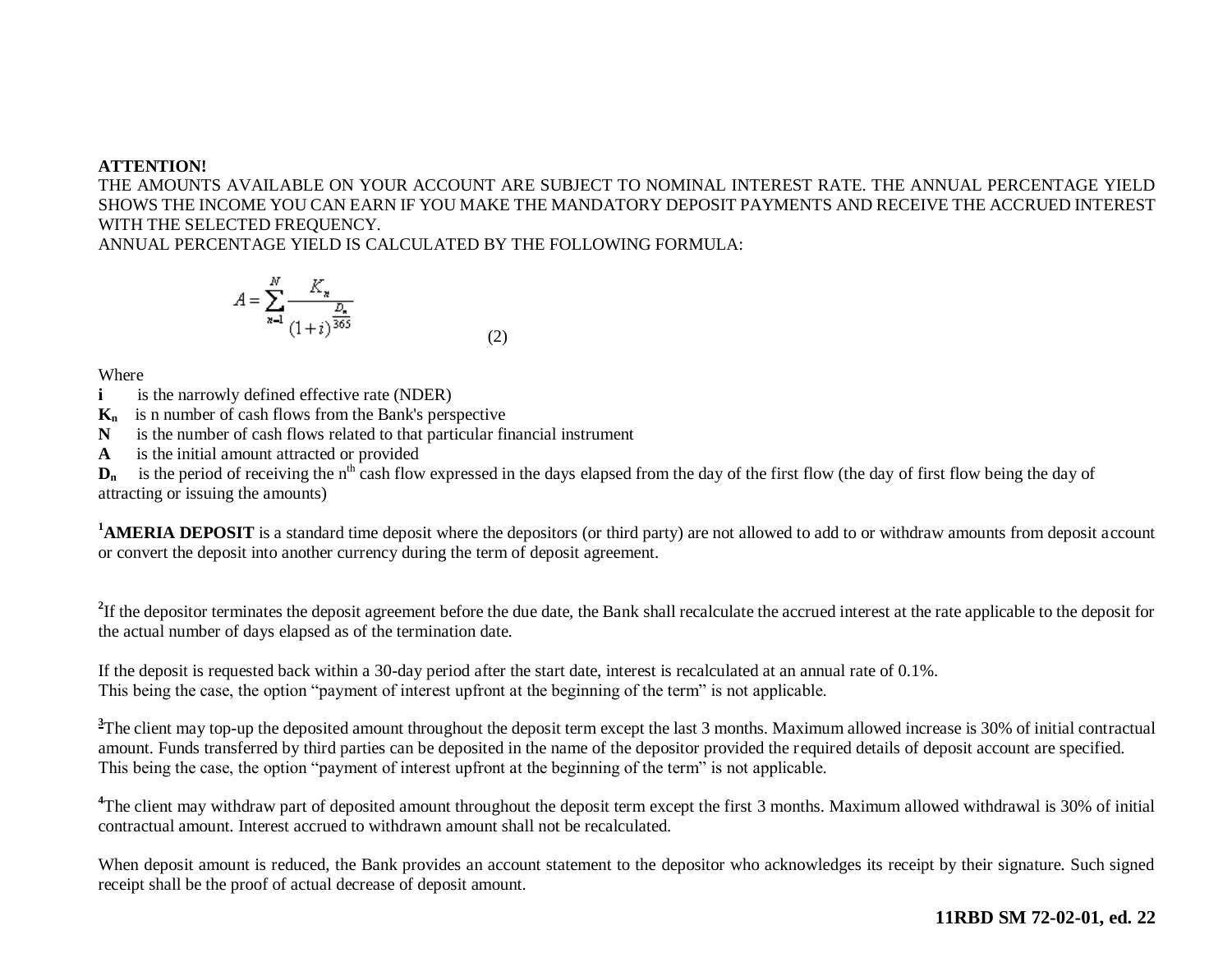**ATTENTION!**
THE AMOUNTS AVAILABLE ON YOUR ACCOUNT ARE SUBJECT TO NOMINAL INTEREST RATE. THE ANNUAL PERCENTAGE YIELD SHOWS THE INCOME YOU CAN EARN IF YOU MAKE THE MANDATORY DEPOSIT PAYMENTS AND RECEIVE THE ACCRUED INTEREST WITH THE SELECTED FREQUENCY.
ANNUAL PERCENTAGE YIELD IS CALCULATED BY THE FOLLOWING FORMULA:

$$A = \sum_{n=1}^{N} \frac{K_n}{(1+i)^{\frac{D_n}{365}}} \qquad (2)$$

Where

**i** is the narrowly defined effective rate (NDER)
$\mathbf{K_n}$ is n number of cash flows from the Bank's perspective
**N** is the number of cash flows related to that particular financial instrument
**A** is the initial amount attracted or provided
$\mathbf{D_n}$ is the period of receiving the $n^{th}$ cash flow expressed in the days elapsed from the day of the first flow (the day of first flow being the day of attracting or issuing the amounts)

[1]**AMERIA DEPOSIT** is a standard time deposit where the depositors (or third party) are not allowed to add to or withdraw amounts from deposit account or convert the deposit into another currency during the term of deposit agreement.

[2]If the depositor terminates the deposit agreement before the due date, the Bank shall recalculate the accrued interest at the rate applicable to the deposit for the actual number of days elapsed as of the termination date.

If the deposit is requested back within a 30-day period after the start date, interest is recalculated at an annual rate of 0.1%.
This being the case, the option "payment of interest upfront at the beginning of the term" is not applicable.

[3]The client may top-up the deposited amount throughout the deposit term except the last 3 months. Maximum allowed increase is 30% of initial contractual amount. Funds transferred by third parties can be deposited in the name of the depositor provided the required details of deposit account are specified.
This being the case, the option "payment of interest upfront at the beginning of the term" is not applicable.

[4]The client may withdraw part of deposited amount throughout the deposit term except the first 3 months. Maximum allowed withdrawal is 30% of initial contractual amount. Interest accrued to withdrawn amount shall not be recalculated.

When deposit amount is reduced, the Bank provides an account statement to the depositor who acknowledges its receipt by their signature. Such signed receipt shall be the proof of actual decrease of deposit amount.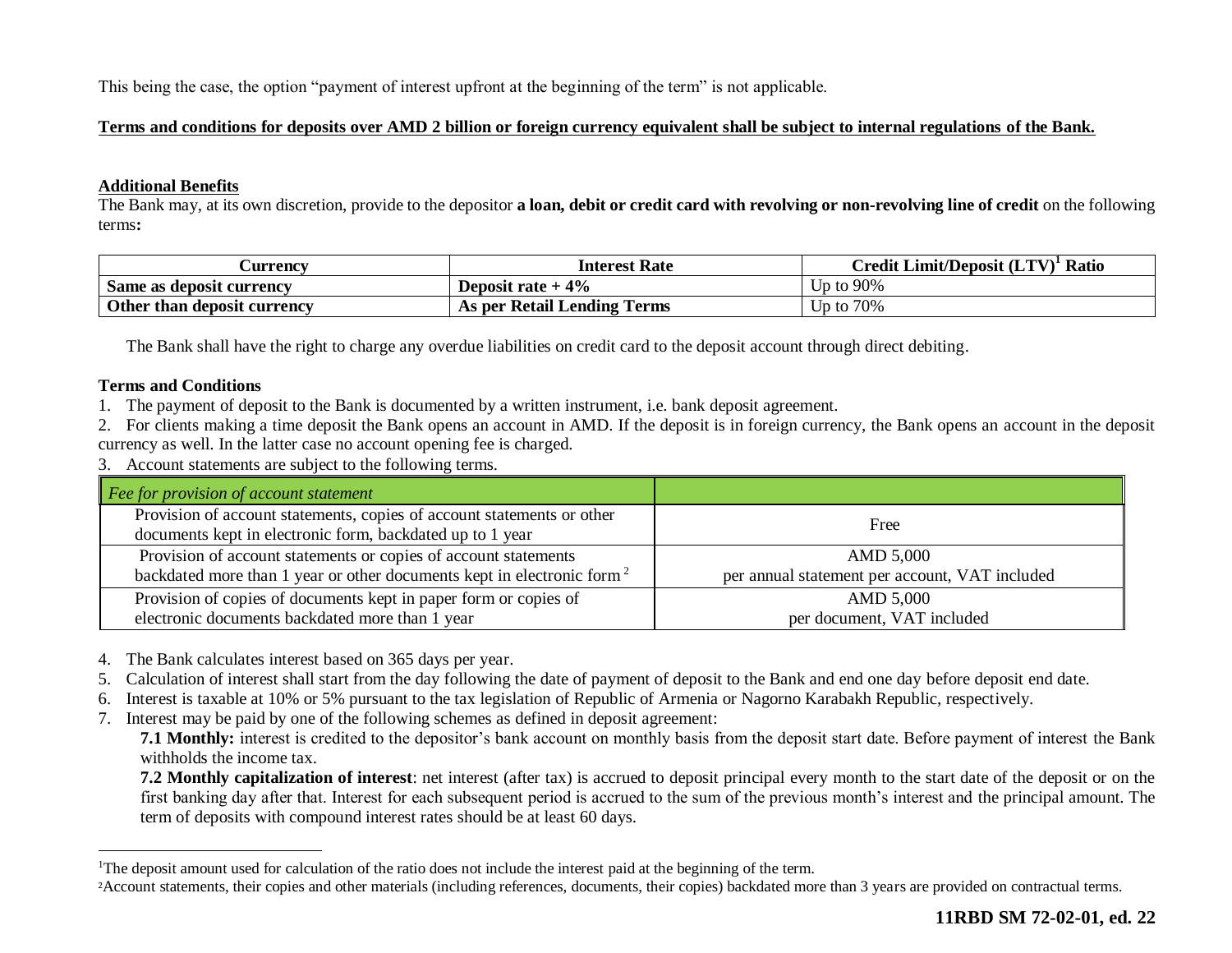This being the case, the option "payment of interest upfront at the beginning of the term" is not applicable.

**Terms and conditions for deposits over AMD 2 billion or foreign currency equivalent shall be subject to internal regulations of the Bank.**

**Additional Benefits**

The Bank may, at its own discretion, provide to the depositor **a loan, debit or credit card with revolving or non-revolving line of credit** on the following terms**:**

| Currency | Interest Rate | Credit Limit/Deposit (LTV)[1] Ratio |
|---|---|---|
| **Same as deposit currency** | **Deposit rate + 4%** | Up to 90% |
| **Other than deposit currency** | **As per Retail Lending Terms** | Up to 70% |

The Bank shall have the right to charge any overdue liabilities on credit card to the deposit account through direct debiting.

**Terms and Conditions**

1. The payment of deposit to the Bank is documented by a written instrument, i.e. bank deposit agreement.
2. For clients making a time deposit the Bank opens an account in AMD. If the deposit is in foreign currency, the Bank opens an account in the deposit currency as well. In the latter case no account opening fee is charged.
3. Account statements are subject to the following terms.

| *Fee for provision of account statement* | |
|---|---|
| Provision of account statements, copies of account statements or other documents kept in electronic form, backdated up to 1 year | Free |
| Provision of account statements or copies of account statements backdated more than 1 year or other documents kept in electronic form [2] | AMD 5,000 per annual statement per account, VAT included |
| Provision of copies of documents kept in paper form or copies of electronic documents backdated more than 1 year | AMD 5,000 per document, VAT included |

4. The Bank calculates interest based on 365 days per year.
5. Calculation of interest shall start from the day following the date of payment of deposit to the Bank and end one day before deposit end date.
6. Interest is taxable at 10% or 5% pursuant to the tax legislation of Republic of Armenia or Nagorno Karabakh Republic, respectively.
7. Interest may be paid by one of the following schemes as defined in deposit agreement:

   **7.1 Monthly:** interest is credited to the depositor's bank account on monthly basis from the deposit start date. Before payment of interest the Bank withholds the income tax.

   **7.2 Monthly capitalization of interest**: net interest (after tax) is accrued to deposit principal every month to the start date of the deposit or on the first banking day after that. Interest for each subsequent period is accrued to the sum of the previous month's interest and the principal amount. The term of deposits with compound interest rates should be at least 60 days.

---

[1] The deposit amount used for calculation of the ratio does not include the interest paid at the beginning of the term.

[2] Account statements, their copies and other materials (including references, documents, their copies) backdated more than 3 years are provided on contractual terms.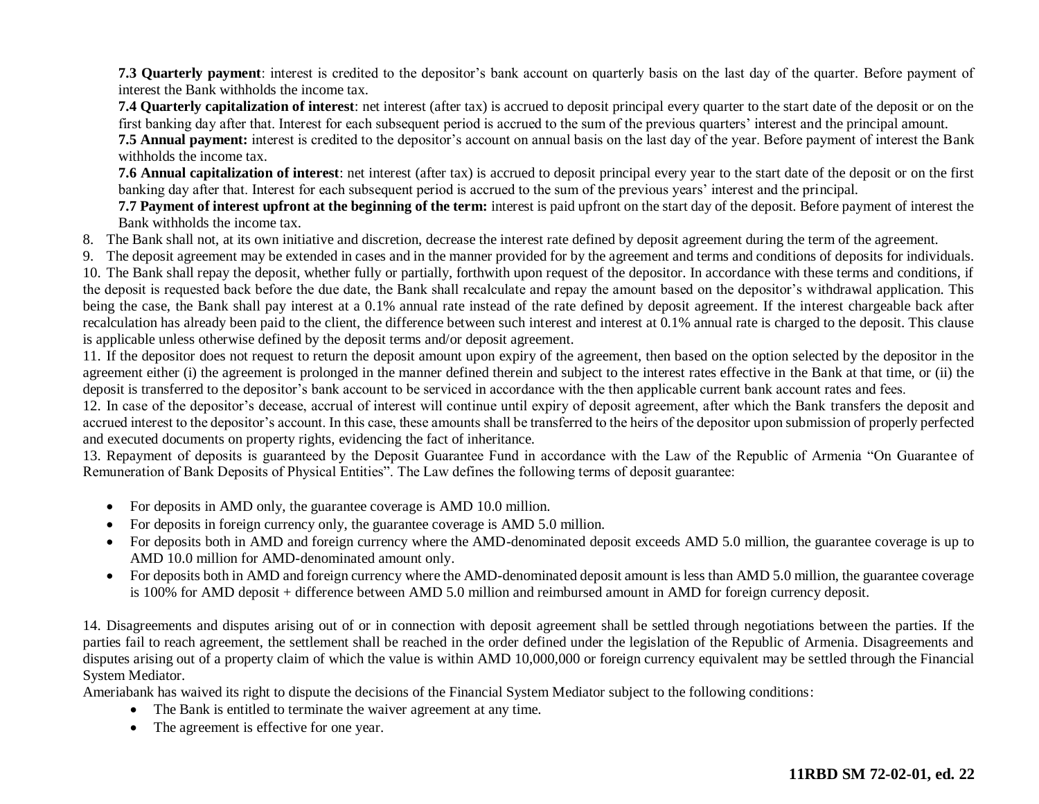**7.3 Quarterly payment**: interest is credited to the depositor's bank account on quarterly basis on the last day of the quarter. Before payment of interest the Bank withholds the income tax.

**7.4 Quarterly capitalization of interest**: net interest (after tax) is accrued to deposit principal every quarter to the start date of the deposit or on the first banking day after that. Interest for each subsequent period is accrued to the sum of the previous quarters' interest and the principal amount.

**7.5 Annual payment:** interest is credited to the depositor's account on annual basis on the last day of the year. Before payment of interest the Bank withholds the income tax.

**7.6 Annual capitalization of interest**: net interest (after tax) is accrued to deposit principal every year to the start date of the deposit or on the first banking day after that. Interest for each subsequent period is accrued to the sum of the previous years' interest and the principal.

**7.7 Payment of interest upfront at the beginning of the term:** interest is paid upfront on the start day of the deposit. Before payment of interest the Bank withholds the income tax.

8. The Bank shall not, at its own initiative and discretion, decrease the interest rate defined by deposit agreement during the term of the agreement.

9. The deposit agreement may be extended in cases and in the manner provided for by the agreement and terms and conditions of deposits for individuals.

10. The Bank shall repay the deposit, whether fully or partially, forthwith upon request of the depositor. In accordance with these terms and conditions, if the deposit is requested back before the due date, the Bank shall recalculate and repay the amount based on the depositor's withdrawal application. This being the case, the Bank shall pay interest at a 0.1% annual rate instead of the rate defined by deposit agreement. If the interest chargeable back after recalculation has already been paid to the client, the difference between such interest and interest at 0.1% annual rate is charged to the deposit. This clause is applicable unless otherwise defined by the deposit terms and/or deposit agreement.

11. If the depositor does not request to return the deposit amount upon expiry of the agreement, then based on the option selected by the depositor in the agreement either (i) the agreement is prolonged in the manner defined therein and subject to the interest rates effective in the Bank at that time, or (ii) the deposit is transferred to the depositor's bank account to be serviced in accordance with the then applicable current bank account rates and fees.

12. In case of the depositor's decease, accrual of interest will continue until expiry of deposit agreement, after which the Bank transfers the deposit and accrued interest to the depositor's account. In this case, these amounts shall be transferred to the heirs of the depositor upon submission of properly perfected and executed documents on property rights, evidencing the fact of inheritance.

13. Repayment of deposits is guaranteed by the Deposit Guarantee Fund in accordance with the Law of the Republic of Armenia "On Guarantee of Remuneration of Bank Deposits of Physical Entities". The Law defines the following terms of deposit guarantee:

- For deposits in AMD only, the guarantee coverage is AMD 10.0 million.
- For deposits in foreign currency only, the guarantee coverage is AMD 5.0 million.
- For deposits both in AMD and foreign currency where the AMD-denominated deposit exceeds AMD 5.0 million, the guarantee coverage is up to AMD 10.0 million for AMD-denominated amount only.
- For deposits both in AMD and foreign currency where the AMD-denominated deposit amount is less than AMD 5.0 million, the guarantee coverage is 100% for AMD deposit + difference between AMD 5.0 million and reimbursed amount in AMD for foreign currency deposit.

14. Disagreements and disputes arising out of or in connection with deposit agreement shall be settled through negotiations between the parties. If the parties fail to reach agreement, the settlement shall be reached in the order defined under the legislation of the Republic of Armenia. Disagreements and disputes arising out of a property claim of which the value is within AMD 10,000,000 or foreign currency equivalent may be settled through the Financial System Mediator.

Ameriabank has waived its right to dispute the decisions of the Financial System Mediator subject to the following conditions:

- The Bank is entitled to terminate the waiver agreement at any time.
- The agreement is effective for one year.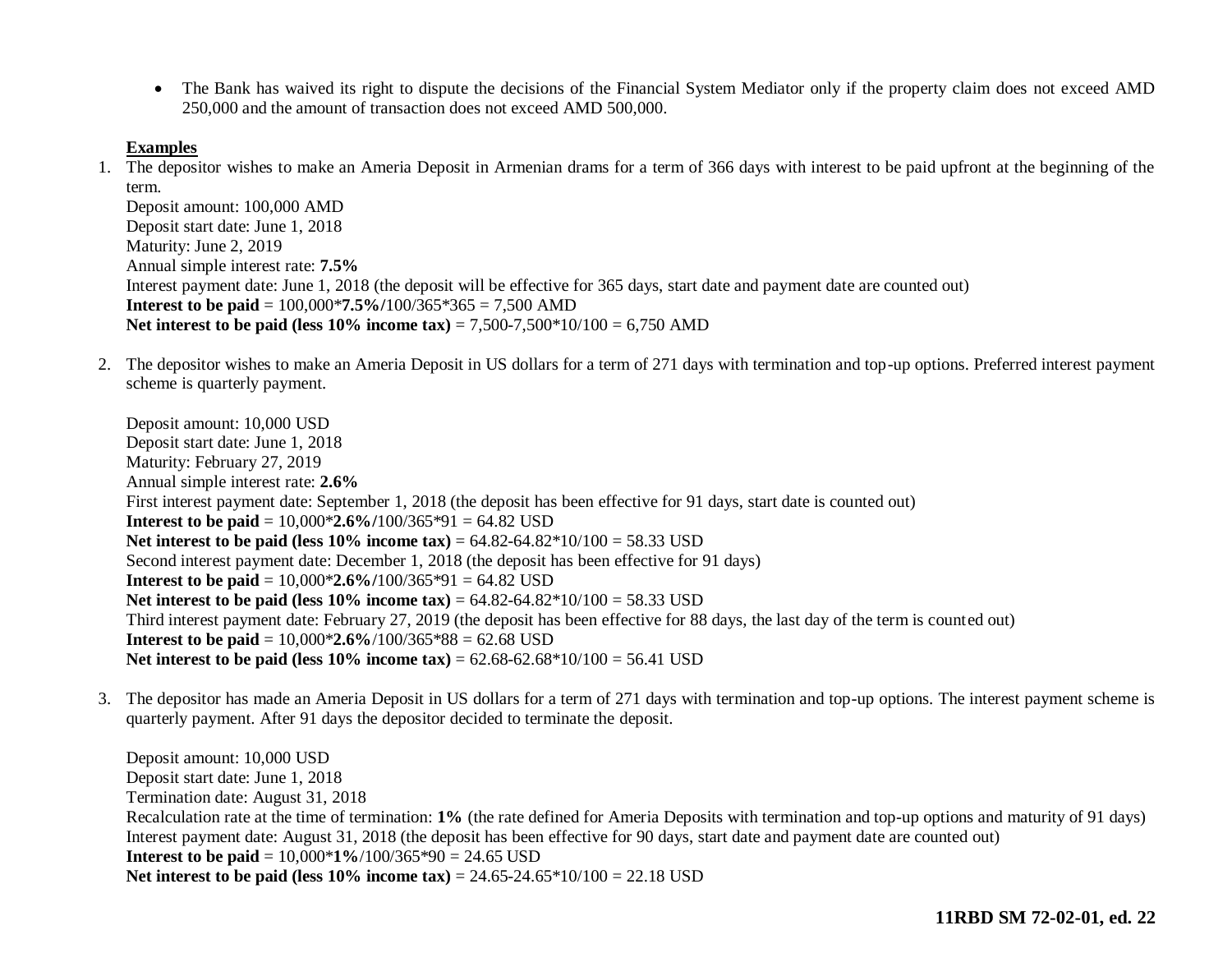- The Bank has waived its right to dispute the decisions of the Financial System Mediator only if the property claim does not exceed AMD 250,000 and the amount of transaction does not exceed AMD 500,000.

**Examples**

1. The depositor wishes to make an Ameria Deposit in Armenian drams for a term of 366 days with interest to be paid upfront at the beginning of the term.
   Deposit amount: 100,000 AMD
   Deposit start date: June 1, 2018
   Maturity: June 2, 2019
   Annual simple interest rate: **7.5%**
   Interest payment date: June 1, 2018 (the deposit will be effective for 365 days, start date and payment date are counted out)
   **Interest to be paid** = 100,000***7.5%**/100/365*365 = 7,500 AMD
   **Net interest to be paid (less 10% income tax)** = 7,500-7,500*10/100 = 6,750 AMD

2. The depositor wishes to make an Ameria Deposit in US dollars for a term of 271 days with termination and top-up options. Preferred interest payment scheme is quarterly payment.

   Deposit amount: 10,000 USD
   Deposit start date: June 1, 2018
   Maturity: February 27, 2019
   Annual simple interest rate: **2.6%**
   First interest payment date: September 1, 2018 (the deposit has been effective for 91 days, start date is counted out)
   **Interest to be paid** = 10,000***2.6%**/100/365*91 = 64.82 USD
   **Net interest to be paid (less 10% income tax)** = 64.82-64.82*10/100 = 58.33 USD
   Second interest payment date: December 1, 2018 (the deposit has been effective for 91 days)
   **Interest to be paid** = 10,000***2.6%**/100/365*91 = 64.82 USD
   **Net interest to be paid (less 10% income tax)** = 64.82-64.82*10/100 = 58.33 USD
   Third interest payment date: February 27, 2019 (the deposit has been effective for 88 days, the last day of the term is counted out)
   **Interest to be paid** = 10,000***2.6%**/100/365*88 = 62.68 USD
   **Net interest to be paid (less 10% income tax)** = 62.68-62.68*10/100 = 56.41 USD

3. The depositor has made an Ameria Deposit in US dollars for a term of 271 days with termination and top-up options. The interest payment scheme is quarterly payment. After 91 days the depositor decided to terminate the deposit.

   Deposit amount: 10,000 USD
   Deposit start date: June 1, 2018
   Termination date: August 31, 2018
   Recalculation rate at the time of termination: **1%** (the rate defined for Ameria Deposits with termination and top-up options and maturity of 91 days)
   Interest payment date: August 31, 2018 (the deposit has been effective for 90 days, start date and payment date are counted out)
   **Interest to be paid** = 10,000***1%**/100/365*90 = 24.65 USD
   **Net interest to be paid (less 10% income tax)** = 24.65-24.65*10/100 = 22.18 USD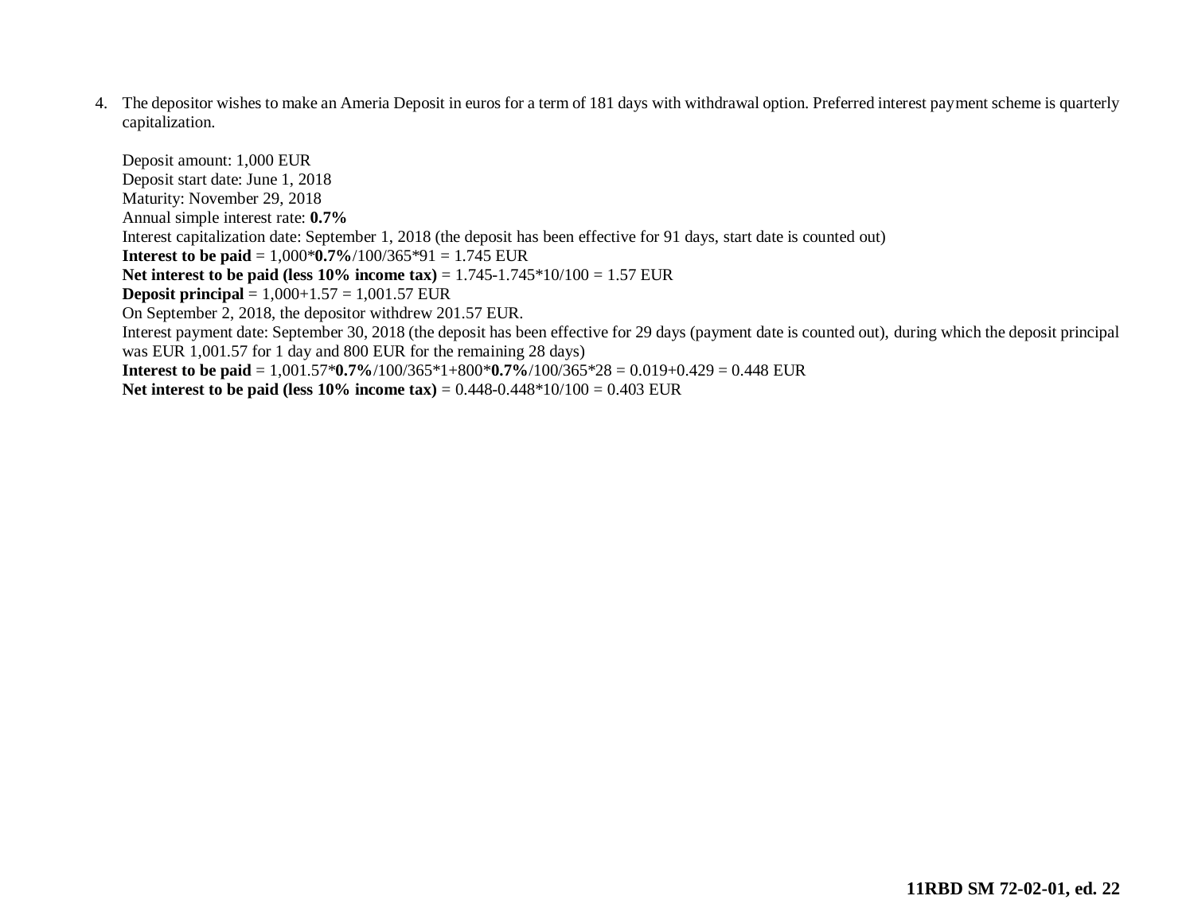4. The depositor wishes to make an Ameria Deposit in euros for a term of 181 days with withdrawal option. Preferred interest payment scheme is quarterly capitalization.

   Deposit amount: 1,000 EUR
   Deposit start date: June 1, 2018
   Maturity: November 29, 2018
   Annual simple interest rate: **0.7%**
   Interest capitalization date: September 1, 2018 (the deposit has been effective for 91 days, start date is counted out)
   **Interest to be paid** = 1,000***0.7%**/100/365*91 = 1.745 EUR
   **Net interest to be paid (less 10% income tax)** = 1.745-1.745*10/100 = 1.57 EUR
   **Deposit principal** = 1,000+1.57 = 1,001.57 EUR
   On September 2, 2018, the depositor withdrew 201.57 EUR.
   Interest payment date: September 30, 2018 (the deposit has been effective for 29 days (payment date is counted out), during which the deposit principal was EUR 1,001.57 for 1 day and 800 EUR for the remaining 28 days)
   **Interest to be paid** = 1,001.57***0.7%**/100/365*1+800***0.7%**/100/365*28 = 0.019+0.429 = 0.448 EUR
   **Net interest to be paid (less 10% income tax)** = 0.448-0.448*10/100 = 0.403 EUR